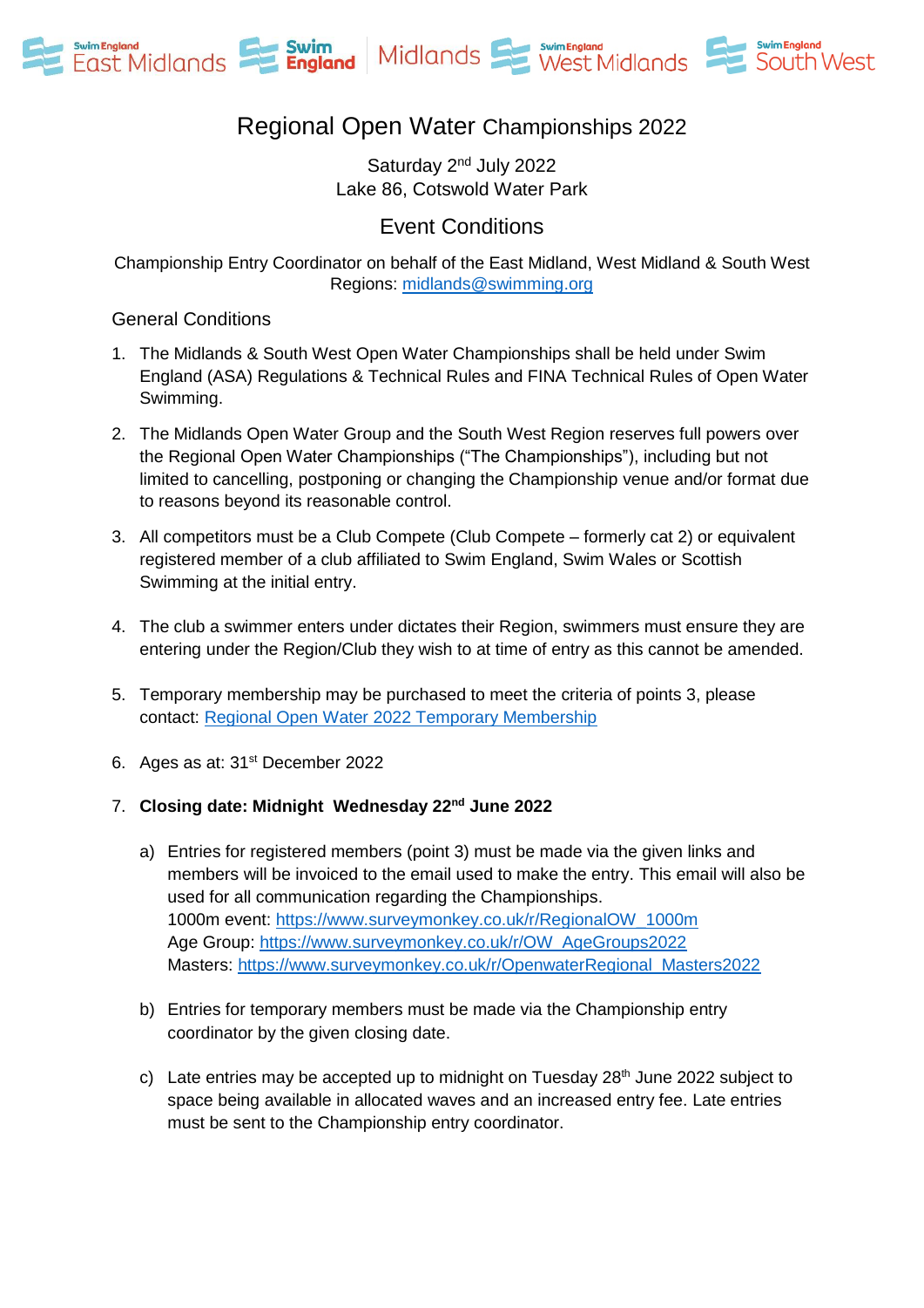Swim England East Midlands | Swim England Midlands | Swim England West Midlands | Swim England South West

# Regional Open Water Championships 2022

Saturday 2nd July 2022
Lake 86, Cotswold Water Park

## Event Conditions

Championship Entry Coordinator on behalf of the East Midland, West Midland & South West Regions: midlands@swimming.org

### General Conditions

1. The Midlands & South West Open Water Championships shall be held under Swim England (ASA) Regulations & Technical Rules and FINA Technical Rules of Open Water Swimming.

2. The Midlands Open Water Group and the South West Region reserves full powers over the Regional Open Water Championships ("The Championships"), including but not limited to cancelling, postponing or changing the Championship venue and/or format due to reasons beyond its reasonable control.

3. All competitors must be a Club Compete (Club Compete – formerly cat 2) or equivalent registered member of a club affiliated to Swim England, Swim Wales or Scottish Swimming at the initial entry.

4. The club a swimmer enters under dictates their Region, swimmers must ensure they are entering under the Region/Club they wish to at time of entry as this cannot be amended.

5. Temporary membership may be purchased to meet the criteria of points 3, please contact: Regional Open Water 2022 Temporary Membership

6. Ages as at: 31st December 2022

7. **Closing date: Midnight Wednesday 22nd June 2022**

   a) Entries for registered members (point 3) must be made via the given links and members will be invoiced to the email used to make the entry. This email will also be used for all communication regarding the Championships.
   1000m event: https://www.surveymonkey.co.uk/r/RegionalOW_1000m
   Age Group: https://www.surveymonkey.co.uk/r/OW_AgeGroups2022
   Masters: https://www.surveymonkey.co.uk/r/OpenwaterRegional_Masters2022

   b) Entries for temporary members must be made via the Championship entry coordinator by the given closing date.

   c) Late entries may be accepted up to midnight on Tuesday 28th June 2022 subject to space being available in allocated waves and an increased entry fee. Late entries must be sent to the Championship entry coordinator.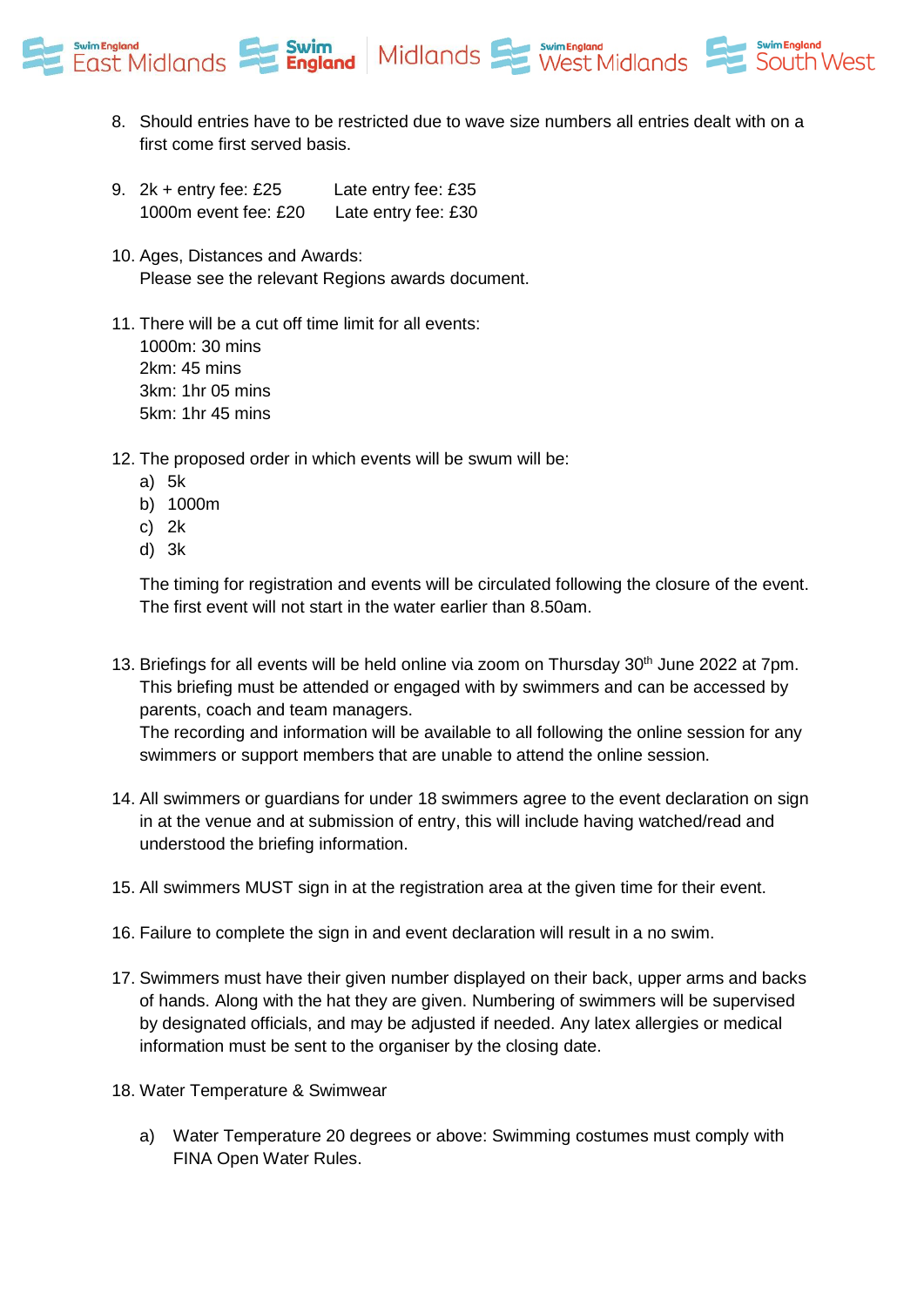8. Should entries have to be restricted due to wave size numbers all entries dealt with on a first come first served basis.

9. 2k + entry fee: £25        Late entry fee: £35
   1000m event fee: £20     Late entry fee: £30

10. Ages, Distances and Awards:
    Please see the relevant Regions awards document.

11. There will be a cut off time limit for all events:
    1000m: 30 mins
    2km: 45 mins
    3km: 1hr 05 mins
    5km: 1hr 45 mins

12. The proposed order in which events will be swum will be:
    a) 5k
    b) 1000m
    c) 2k
    d) 3k

    The timing for registration and events will be circulated following the closure of the event. The first event will not start in the water earlier than 8.50am.

13. Briefings for all events will be held online via zoom on Thursday 30th June 2022 at 7pm. This briefing must be attended or engaged with by swimmers and can be accessed by parents, coach and team managers.
    The recording and information will be available to all following the online session for any swimmers or support members that are unable to attend the online session.

14. All swimmers or guardians for under 18 swimmers agree to the event declaration on sign in at the venue and at submission of entry, this will include having watched/read and understood the briefing information.

15. All swimmers MUST sign in at the registration area at the given time for their event.

16. Failure to complete the sign in and event declaration will result in a no swim.

17. Swimmers must have their given number displayed on their back, upper arms and backs of hands. Along with the hat they are given. Numbering of swimmers will be supervised by designated officials, and may be adjusted if needed. Any latex allergies or medical information must be sent to the organiser by the closing date.

18. Water Temperature & Swimwear

    a) Water Temperature 20 degrees or above: Swimming costumes must comply with FINA Open Water Rules.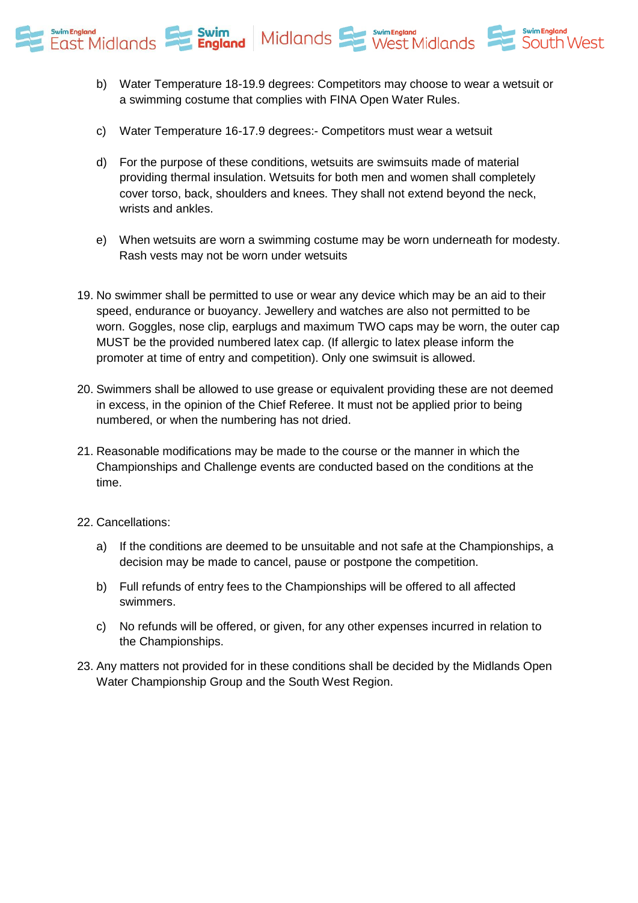b) Water Temperature 18-19.9 degrees: Competitors may choose to wear a wetsuit or a swimming costume that complies with FINA Open Water Rules.

c) Water Temperature 16-17.9 degrees:- Competitors must wear a wetsuit

d) For the purpose of these conditions, wetsuits are swimsuits made of material providing thermal insulation. Wetsuits for both men and women shall completely cover torso, back, shoulders and knees. They shall not extend beyond the neck, wrists and ankles.

e) When wetsuits are worn a swimming costume may be worn underneath for modesty. Rash vests may not be worn under wetsuits

19. No swimmer shall be permitted to use or wear any device which may be an aid to their speed, endurance or buoyancy. Jewellery and watches are also not permitted to be worn. Goggles, nose clip, earplugs and maximum TWO caps may be worn, the outer cap MUST be the provided numbered latex cap. (If allergic to latex please inform the promoter at time of entry and competition). Only one swimsuit is allowed.

20. Swimmers shall be allowed to use grease or equivalent providing these are not deemed in excess, in the opinion of the Chief Referee. It must not be applied prior to being numbered, or when the numbering has not dried.

21. Reasonable modifications may be made to the course or the manner in which the Championships and Challenge events are conducted based on the conditions at the time.

22. Cancellations:

    a) If the conditions are deemed to be unsuitable and not safe at the Championships, a decision may be made to cancel, pause or postpone the competition.

    b) Full refunds of entry fees to the Championships will be offered to all affected swimmers.

    c) No refunds will be offered, or given, for any other expenses incurred in relation to the Championships.

23. Any matters not provided for in these conditions shall be decided by the Midlands Open Water Championship Group and the South West Region.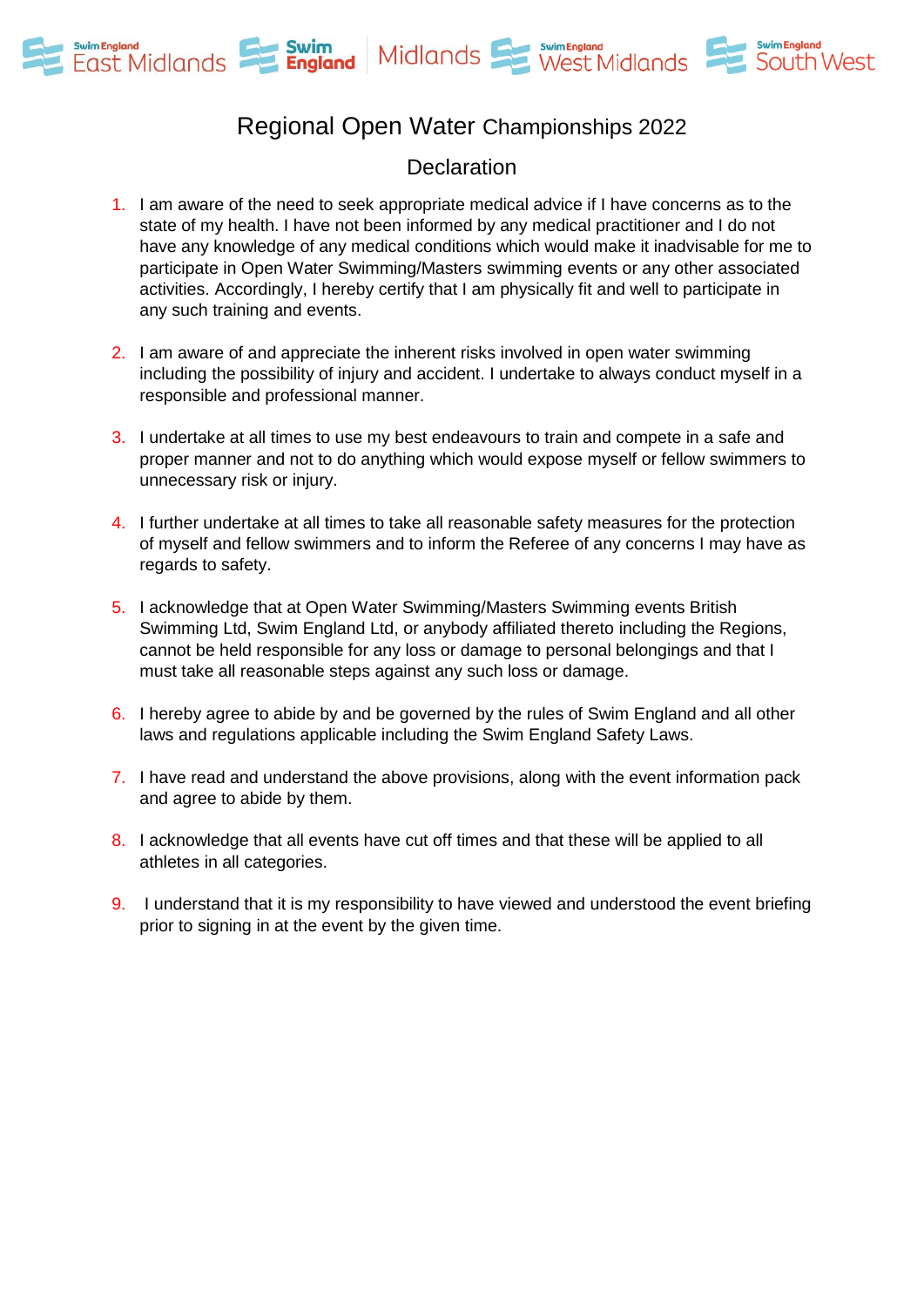Swim England East Midlands | Swim England Midlands | Swim England West Midlands | Swim England South West

# Regional Open Water Championships 2022

## Declaration

1. I am aware of the need to seek appropriate medical advice if I have concerns as to the state of my health. I have not been informed by any medical practitioner and I do not have any knowledge of any medical conditions which would make it inadvisable for me to participate in Open Water Swimming/Masters swimming events or any other associated activities. Accordingly, I hereby certify that I am physically fit and well to participate in any such training and events.

2. I am aware of and appreciate the inherent risks involved in open water swimming including the possibility of injury and accident. I undertake to always conduct myself in a responsible and professional manner.

3. I undertake at all times to use my best endeavours to train and compete in a safe and proper manner and not to do anything which would expose myself or fellow swimmers to unnecessary risk or injury.

4. I further undertake at all times to take all reasonable safety measures for the protection of myself and fellow swimmers and to inform the Referee of any concerns I may have as regards to safety.

5. I acknowledge that at Open Water Swimming/Masters Swimming events British Swimming Ltd, Swim England Ltd, or anybody affiliated thereto including the Regions, cannot be held responsible for any loss or damage to personal belongings and that I must take all reasonable steps against any such loss or damage.

6. I hereby agree to abide by and be governed by the rules of Swim England and all other laws and regulations applicable including the Swim England Safety Laws.

7. I have read and understand the above provisions, along with the event information pack and agree to abide by them.

8. I acknowledge that all events have cut off times and that these will be applied to all athletes in all categories.

9. I understand that it is my responsibility to have viewed and understood the event briefing prior to signing in at the event by the given time.